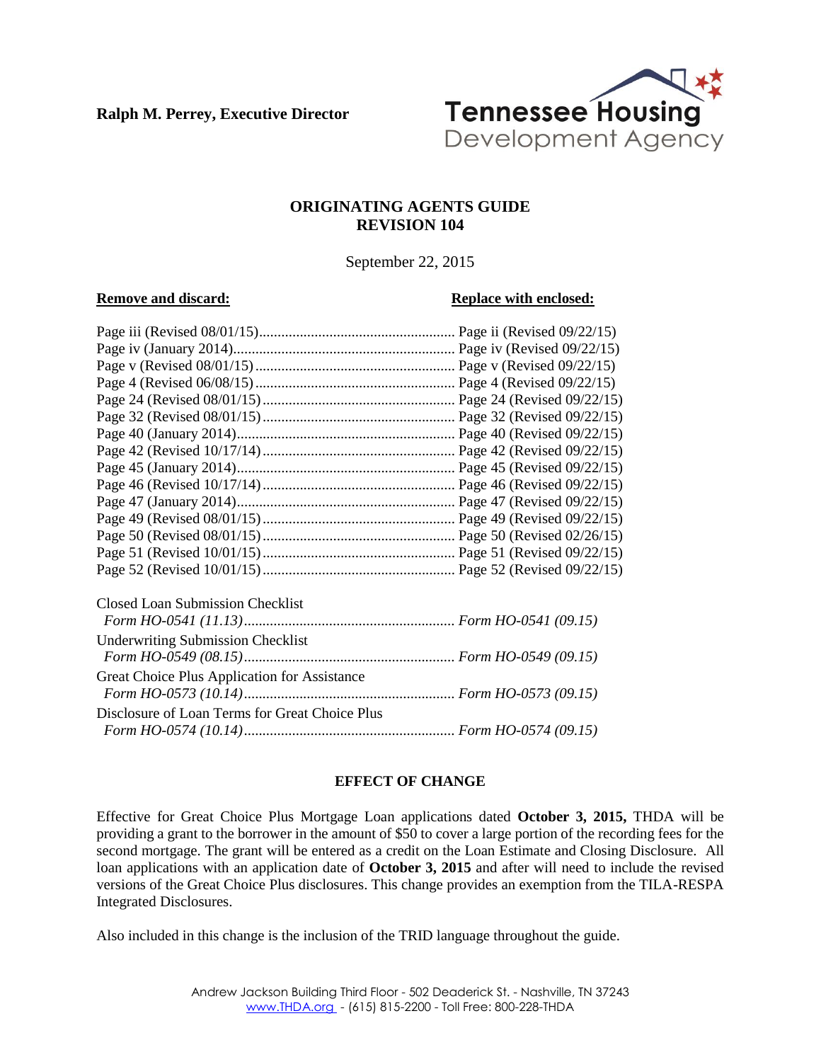**Ralph M. Perrey, Executive Director**

Tennessee Housing Development Agency

# ORIGINATING AGENTS GUIDE
# REVISION 104

September 22, 2015

| **Remove and discard:** | **Replace with enclosed:** |
|---|---|
| Page iii (Revised 08/01/15) | Page ii (Revised 09/22/15) |
| Page iv (January 2014) | Page iv (Revised 09/22/15) |
| Page v (Revised 08/01/15) | Page v (Revised 09/22/15) |
| Page 4 (Revised 06/08/15) | Page 4 (Revised 09/22/15) |
| Page 24 (Revised 08/01/15) | Page 24 (Revised 09/22/15) |
| Page 32 (Revised 08/01/15) | Page 32 (Revised 09/22/15) |
| Page 40 (January 2014) | Page 40 (Revised 09/22/15) |
| Page 42 (Revised 10/17/14) | Page 42 (Revised 09/22/15) |
| Page 45 (January 2014) | Page 45 (Revised 09/22/15) |
| Page 46 (Revised 10/17/14) | Page 46 (Revised 09/22/15) |
| Page 47 (January 2014) | Page 47 (Revised 09/22/15) |
| Page 49 (Revised 08/01/15) | Page 49 (Revised 09/22/15) |
| Page 50 (Revised 08/01/15) | Page 50 (Revised 02/26/15) |
| Page 51 (Revised 10/01/15) | Page 51 (Revised 09/22/15) |
| Page 52 (Revised 10/01/15) | Page 52 (Revised 09/22/15) |
| Closed Loan Submission Checklist *Form HO-0541 (11.13)* | *Form HO-0541 (09.15)* |
| Underwriting Submission Checklist *Form HO-0549 (08.15)* | *Form HO-0549 (09.15)* |
| Great Choice Plus Application for Assistance *Form HO-0573 (10.14)* | *Form HO-0573 (09.15)* |
| Disclosure of Loan Terms for Great Choice Plus *Form HO-0574 (10.14)* | *Form HO-0574 (09.15)* |

## EFFECT OF CHANGE

Effective for Great Choice Plus Mortgage Loan applications dated **October 3, 2015,** THDA will be providing a grant to the borrower in the amount of $50 to cover a large portion of the recording fees for the second mortgage. The grant will be entered as a credit on the Loan Estimate and Closing Disclosure. All loan applications with an application date of **October 3, 2015** and after will need to include the revised versions of the Great Choice Plus disclosures. This change provides an exemption from the TILA-RESPA Integrated Disclosures.

Also included in this change is the inclusion of the TRID language throughout the guide.

Andrew Jackson Building Third Floor - 502 Deaderick St. - Nashville, TN 37243
www.THDA.org - (615) 815-2200 - Toll Free: 800-228-THDA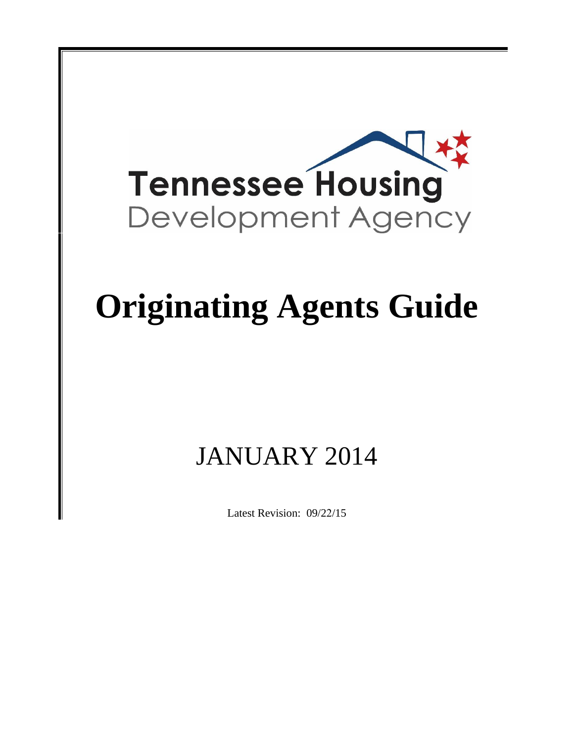Tennessee Housing
Development Agency

# Originating Agents Guide

## JANUARY 2014

Latest Revision: 09/22/15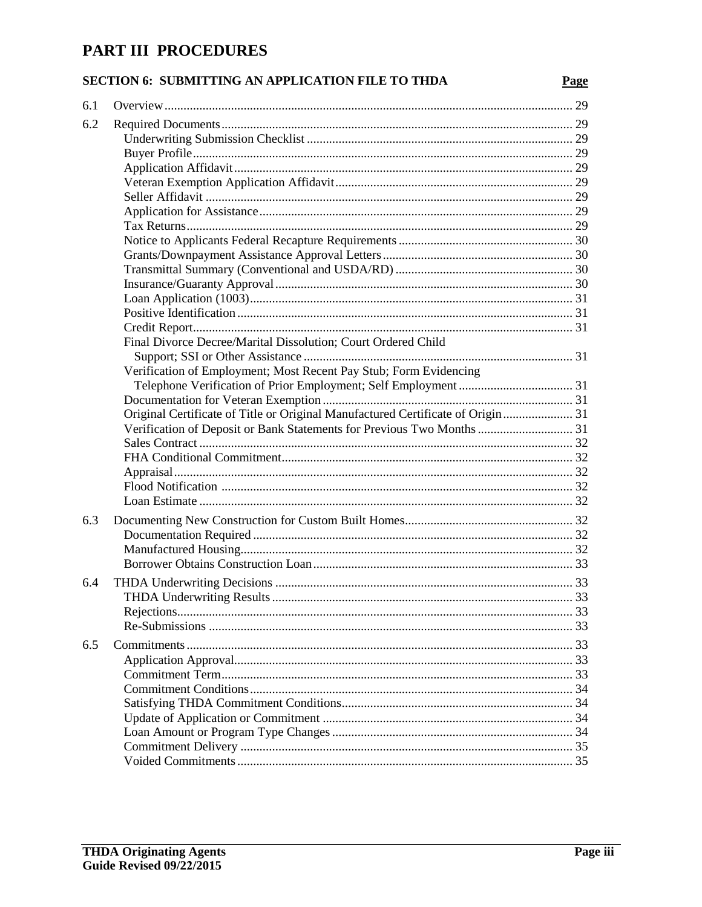# PART III PROCEDURES

## SECTION 6: SUBMITTING AN APPLICATION FILE TO THDA

| | | Page |
|---|---|---|
| 6.1 | Overview | 29 |
| 6.2 | Required Documents | 29 |
| | Underwriting Submission Checklist | 29 |
| | Buyer Profile | 29 |
| | Application Affidavit | 29 |
| | Veteran Exemption Application Affidavit | 29 |
| | Seller Affidavit | 29 |
| | Application for Assistance | 29 |
| | Tax Returns | 29 |
| | Notice to Applicants Federal Recapture Requirements | 30 |
| | Grants/Downpayment Assistance Approval Letters | 30 |
| | Transmittal Summary (Conventional and USDA/RD) | 30 |
| | Insurance/Guaranty Approval | 30 |
| | Loan Application (1003) | 31 |
| | Positive Identification | 31 |
| | Credit Report | 31 |
| | Final Divorce Decree/Marital Dissolution; Court Ordered Child Support; SSI or Other Assistance | 31 |
| | Verification of Employment; Most Recent Pay Stub; Form Evidencing Telephone Verification of Prior Employment; Self Employment | 31 |
| | Documentation for Veteran Exemption | 31 |
| | Original Certificate of Title or Original Manufactured Certificate of Origin | 31 |
| | Verification of Deposit or Bank Statements for Previous Two Months | 31 |
| | Sales Contract | 32 |
| | FHA Conditional Commitment | 32 |
| | Appraisal | 32 |
| | Flood Notification | 32 |
| | Loan Estimate | 32 |
| 6.3 | Documenting New Construction for Custom Built Homes | 32 |
| | Documentation Required | 32 |
| | Manufactured Housing | 32 |
| | Borrower Obtains Construction Loan | 33 |
| 6.4 | THDA Underwriting Decisions | 33 |
| | THDA Underwriting Results | 33 |
| | Rejections | 33 |
| | Re-Submissions | 33 |
| 6.5 | Commitments | 33 |
| | Application Approval | 33 |
| | Commitment Term | 33 |
| | Commitment Conditions | 34 |
| | Satisfying THDA Commitment Conditions | 34 |
| | Update of Application or Commitment | 34 |
| | Loan Amount or Program Type Changes | 34 |
| | Commitment Delivery | 35 |
| | Voided Commitments | 35 |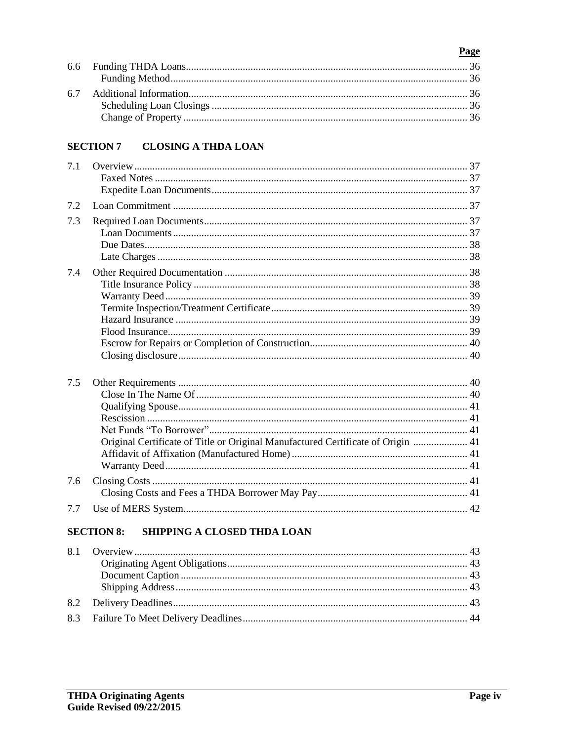| | | Page |
|---|---|---|
| 6.6 | Funding THDA Loans | 36 |
| | Funding Method | 36 |
| 6.7 | Additional Information | 36 |
| | Scheduling Loan Closings | 36 |
| | Change of Property | 36 |

## SECTION 7 CLOSING A THDA LOAN

| | | |
|---|---|---|
| 7.1 | Overview | 37 |
| | Faxed Notes | 37 |
| | Expedite Loan Documents | 37 |
| 7.2 | Loan Commitment | 37 |
| 7.3 | Required Loan Documents | 37 |
| | Loan Documents | 37 |
| | Due Dates | 38 |
| | Late Charges | 38 |
| 7.4 | Other Required Documentation | 38 |
| | Title Insurance Policy | 38 |
| | Warranty Deed | 39 |
| | Termite Inspection/Treatment Certificate | 39 |
| | Hazard Insurance | 39 |
| | Flood Insurance | 39 |
| | Escrow for Repairs or Completion of Construction | 40 |
| | Closing disclosure | 40 |
| 7.5 | Other Requirements | 40 |
| | Close In The Name Of | 40 |
| | Qualifying Spouse | 41 |
| | Rescission | 41 |
| | Net Funds "To Borrower" | 41 |
| | Original Certificate of Title or Original Manufactured Certificate of Origin | 41 |
| | Affidavit of Affixation (Manufactured Home) | 41 |
| | Warranty Deed | 41 |
| 7.6 | Closing Costs | 41 |
| | Closing Costs and Fees a THDA Borrower May Pay | 41 |
| 7.7 | Use of MERS System | 42 |

## SECTION 8: SHIPPING A CLOSED THDA LOAN

| | | |
|---|---|---|
| 8.1 | Overview | 43 |
| | Originating Agent Obligations | 43 |
| | Document Caption | 43 |
| | Shipping Address | 43 |
| 8.2 | Delivery Deadlines | 43 |
| 8.3 | Failure To Meet Delivery Deadlines | 44 |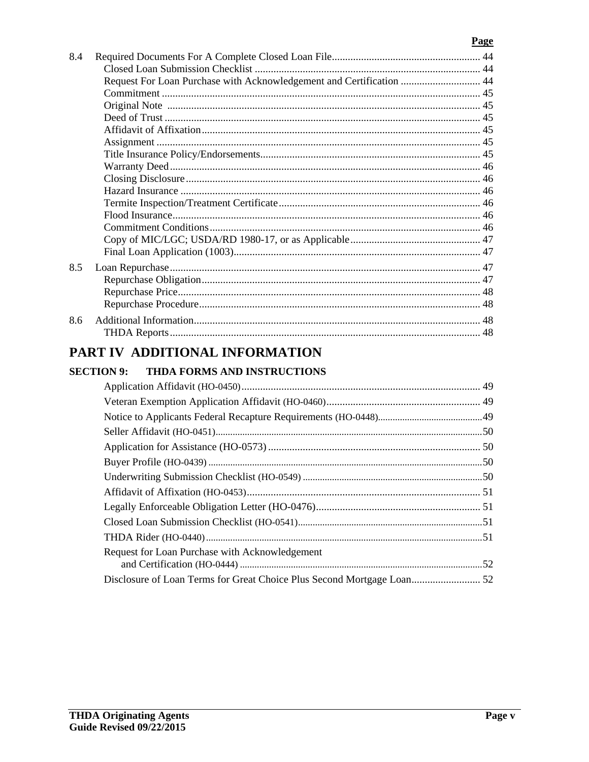| | | Page |
|---|---|---|
| 8.4 | Required Documents For A Complete Closed Loan File | 44 |
| | Closed Loan Submission Checklist | 44 |
| | Request For Loan Purchase with Acknowledgement and Certification | 44 |
| | Commitment | 45 |
| | Original Note | 45 |
| | Deed of Trust | 45 |
| | Affidavit of Affixation | 45 |
| | Assignment | 45 |
| | Title Insurance Policy/Endorsements | 45 |
| | Warranty Deed | 46 |
| | Closing Disclosure | 46 |
| | Hazard Insurance | 46 |
| | Termite Inspection/Treatment Certificate | 46 |
| | Flood Insurance | 46 |
| | Commitment Conditions | 46 |
| | Copy of MIC/LGC; USDA/RD 1980-17, or as Applicable | 47 |
| | Final Loan Application (1003) | 47 |
| 8.5 | Loan Repurchase | 47 |
| | Repurchase Obligation | 47 |
| | Repurchase Price | 48 |
| | Repurchase Procedure | 48 |
| 8.6 | Additional Information | 48 |
| | THDA Reports | 48 |

# PART IV ADDITIONAL INFORMATION

## SECTION 9: THDA FORMS AND INSTRUCTIONS

| | Page |
|---|---|
| Application Affidavit (HO-0450) | 49 |
| Veteran Exemption Application Affidavit (HO-0460) | 49 |
| Notice to Applicants Federal Recapture Requirements (HO-0448) | 49 |
| Seller Affidavit (HO-0451) | 50 |
| Application for Assistance (HO-0573) | 50 |
| Buyer Profile (HO-0439) | 50 |
| Underwriting Submission Checklist (HO-0549) | 50 |
| Affidavit of Affixation (HO-0453) | 51 |
| Legally Enforceable Obligation Letter (HO-0476) | 51 |
| Closed Loan Submission Checklist (HO-0541) | 51 |
| THDA Rider (HO-0440) | 51 |
| Request for Loan Purchase with Acknowledgement and Certification (HO-0444) | 52 |
| Disclosure of Loan Terms for Great Choice Plus Second Mortgage Loan | 52 |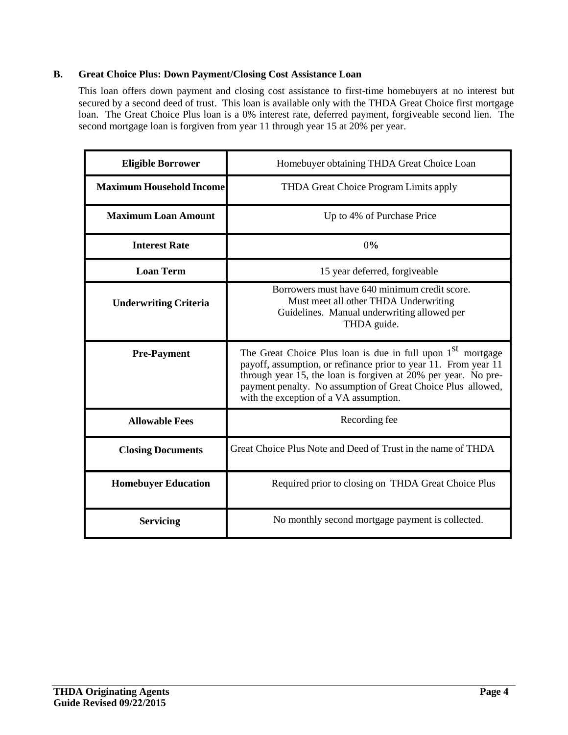### B. Great Choice Plus: Down Payment/Closing Cost Assistance Loan

This loan offers down payment and closing cost assistance to first-time homebuyers at no interest but secured by a second deed of trust. This loan is available only with the THDA Great Choice first mortgage loan. The Great Choice Plus loan is a 0% interest rate, deferred payment, forgiveable second lien. The second mortgage loan is forgiven from year 11 through year 15 at 20% per year.

| | |
|---|---|
| **Eligible Borrower** | Homebuyer obtaining THDA Great Choice Loan |
| **Maximum Household Income** | THDA Great Choice Program Limits apply |
| **Maximum Loan Amount** | Up to 4% of Purchase Price |
| **Interest Rate** | 0% |
| **Loan Term** | 15 year deferred, forgiveable |
| **Underwriting Criteria** | Borrowers must have 640 minimum credit score. Must meet all other THDA Underwriting Guidelines. Manual underwriting allowed per THDA guide. |
| **Pre-Payment** | The Great Choice Plus loan is due in full upon 1st mortgage payoff, assumption, or refinance prior to year 11. From year 11 through year 15, the loan is forgiven at 20% per year. No pre-payment penalty. No assumption of Great Choice Plus allowed, with the exception of a VA assumption. |
| **Allowable Fees** | Recording fee |
| **Closing Documents** | Great Choice Plus Note and Deed of Trust in the name of THDA |
| **Homebuyer Education** | Required prior to closing on THDA Great Choice Plus |
| **Servicing** | No monthly second mortgage payment is collected. |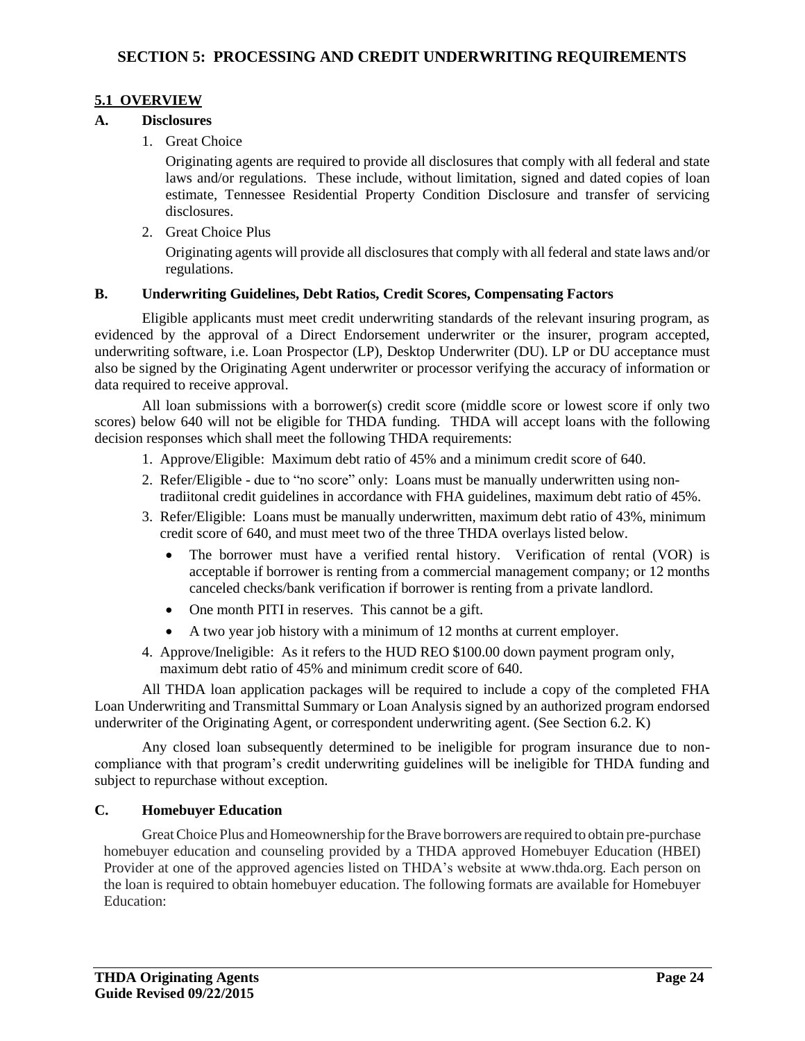# SECTION 5: PROCESSING AND CREDIT UNDERWRITING REQUIREMENTS

## 5.1 OVERVIEW

### A. Disclosures

1. Great Choice

   Originating agents are required to provide all disclosures that comply with all federal and state laws and/or regulations. These include, without limitation, signed and dated copies of loan estimate, Tennessee Residential Property Condition Disclosure and transfer of servicing disclosures.

2. Great Choice Plus

   Originating agents will provide all disclosures that comply with all federal and state laws and/or regulations.

### B. Underwriting Guidelines, Debt Ratios, Credit Scores, Compensating Factors

Eligible applicants must meet credit underwriting standards of the relevant insuring program, as evidenced by the approval of a Direct Endorsement underwriter or the insurer, program accepted, underwriting software, i.e. Loan Prospector (LP), Desktop Underwriter (DU). LP or DU acceptance must also be signed by the Originating Agent underwriter or processor verifying the accuracy of information or data required to receive approval.

All loan submissions with a borrower(s) credit score (middle score or lowest score if only two scores) below 640 will not be eligible for THDA funding. THDA will accept loans with the following decision responses which shall meet the following THDA requirements:

1. Approve/Eligible: Maximum debt ratio of 45% and a minimum credit score of 640.
2. Refer/Eligible - due to "no score" only: Loans must be manually underwritten using non-tradiitonal credit guidelines in accordance with FHA guidelines, maximum debt ratio of 45%.
3. Refer/Eligible: Loans must be manually underwritten, maximum debt ratio of 43%, minimum credit score of 640, and must meet two of the three THDA overlays listed below.
   - The borrower must have a verified rental history. Verification of rental (VOR) is acceptable if borrower is renting from a commercial management company; or 12 months canceled checks/bank verification if borrower is renting from a private landlord.
   - One month PITI in reserves. This cannot be a gift.
   - A two year job history with a minimum of 12 months at current employer.
4. Approve/Ineligible: As it refers to the HUD REO $100.00 down payment program only, maximum debt ratio of 45% and minimum credit score of 640.

All THDA loan application packages will be required to include a copy of the completed FHA Loan Underwriting and Transmittal Summary or Loan Analysis signed by an authorized program endorsed underwriter of the Originating Agent, or correspondent underwriting agent. (See Section 6.2. K)

Any closed loan subsequently determined to be ineligible for program insurance due to non-compliance with that program's credit underwriting guidelines will be ineligible for THDA funding and subject to repurchase without exception.

### C. Homebuyer Education

Great Choice Plus and Homeownership for the Brave borrowers are required to obtain pre-purchase homebuyer education and counseling provided by a THDA approved Homebuyer Education (HBEI) Provider at one of the approved agencies listed on THDA's website at www.thda.org. Each person on the loan is required to obtain homebuyer education. The following formats are available for Homebuyer Education: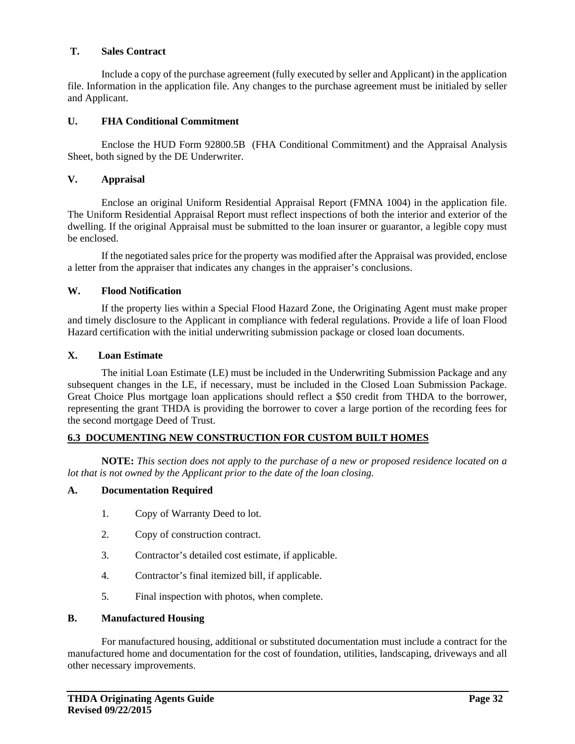### T. Sales Contract

Include a copy of the purchase agreement (fully executed by seller and Applicant) in the application file. Information in the application file. Any changes to the purchase agreement must be initialed by seller and Applicant.

### U. FHA Conditional Commitment

Enclose the HUD Form 92800.5B (FHA Conditional Commitment) and the Appraisal Analysis Sheet, both signed by the DE Underwriter.

### V. Appraisal

Enclose an original Uniform Residential Appraisal Report (FMNA 1004) in the application file. The Uniform Residential Appraisal Report must reflect inspections of both the interior and exterior of the dwelling. If the original Appraisal must be submitted to the loan insurer or guarantor, a legible copy must be enclosed.

If the negotiated sales price for the property was modified after the Appraisal was provided, enclose a letter from the appraiser that indicates any changes in the appraiser's conclusions.

### W. Flood Notification

If the property lies within a Special Flood Hazard Zone, the Originating Agent must make proper and timely disclosure to the Applicant in compliance with federal regulations. Provide a life of loan Flood Hazard certification with the initial underwriting submission package or closed loan documents.

### X. Loan Estimate

The initial Loan Estimate (LE) must be included in the Underwriting Submission Package and any subsequent changes in the LE, if necessary, must be included in the Closed Loan Submission Package. Great Choice Plus mortgage loan applications should reflect a $50 credit from THDA to the borrower, representing the grant THDA is providing the borrower to cover a large portion of the recording fees for the second mortgage Deed of Trust.

## 6.3 DOCUMENTING NEW CONSTRUCTION FOR CUSTOM BUILT HOMES

**NOTE:** *This section does not apply to the purchase of a new or proposed residence located on a lot that is not owned by the Applicant prior to the date of the loan closing.*

### A. Documentation Required

1. Copy of Warranty Deed to lot.
2. Copy of construction contract.
3. Contractor's detailed cost estimate, if applicable.
4. Contractor's final itemized bill, if applicable.
5. Final inspection with photos, when complete.

### B. Manufactured Housing

For manufactured housing, additional or substituted documentation must include a contract for the manufactured home and documentation for the cost of foundation, utilities, landscaping, driveways and all other necessary improvements.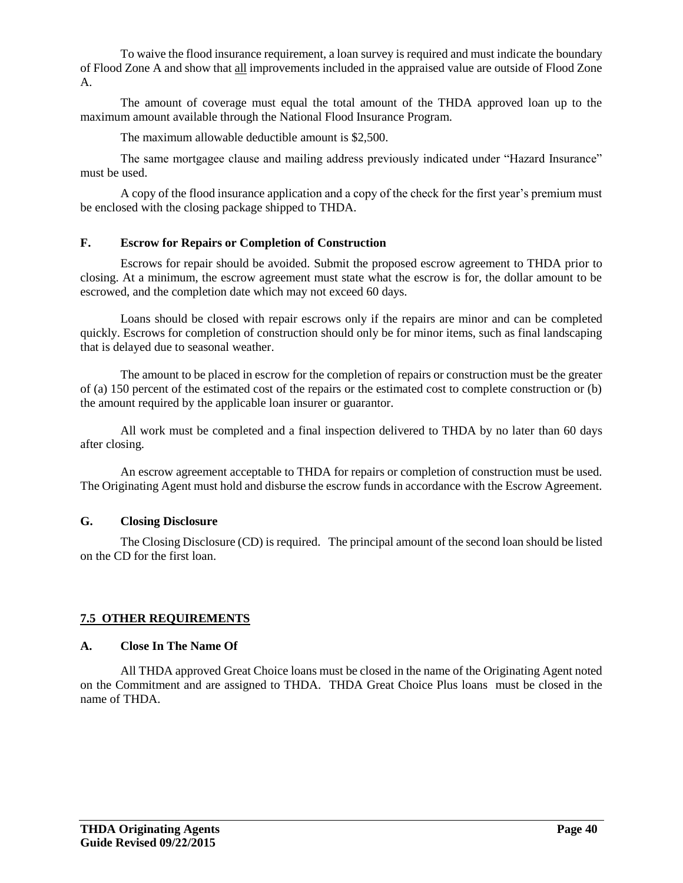To waive the flood insurance requirement, a loan survey is required and must indicate the boundary of Flood Zone A and show that all improvements included in the appraised value are outside of Flood Zone A.

The amount of coverage must equal the total amount of the THDA approved loan up to the maximum amount available through the National Flood Insurance Program.

The maximum allowable deductible amount is $2,500.

The same mortgagee clause and mailing address previously indicated under "Hazard Insurance" must be used.

A copy of the flood insurance application and a copy of the check for the first year's premium must be enclosed with the closing package shipped to THDA.

### F. Escrow for Repairs or Completion of Construction

Escrows for repair should be avoided. Submit the proposed escrow agreement to THDA prior to closing. At a minimum, the escrow agreement must state what the escrow is for, the dollar amount to be escrowed, and the completion date which may not exceed 60 days.

Loans should be closed with repair escrows only if the repairs are minor and can be completed quickly. Escrows for completion of construction should only be for minor items, such as final landscaping that is delayed due to seasonal weather.

The amount to be placed in escrow for the completion of repairs or construction must be the greater of (a) 150 percent of the estimated cost of the repairs or the estimated cost to complete construction or (b) the amount required by the applicable loan insurer or guarantor.

All work must be completed and a final inspection delivered to THDA by no later than 60 days after closing.

An escrow agreement acceptable to THDA for repairs or completion of construction must be used. The Originating Agent must hold and disburse the escrow funds in accordance with the Escrow Agreement.

### G. Closing Disclosure

The Closing Disclosure (CD) is required. The principal amount of the second loan should be listed on the CD for the first loan.

## 7.5 OTHER REQUIREMENTS

### A. Close In The Name Of

All THDA approved Great Choice loans must be closed in the name of the Originating Agent noted on the Commitment and are assigned to THDA. THDA Great Choice Plus loans must be closed in the name of THDA.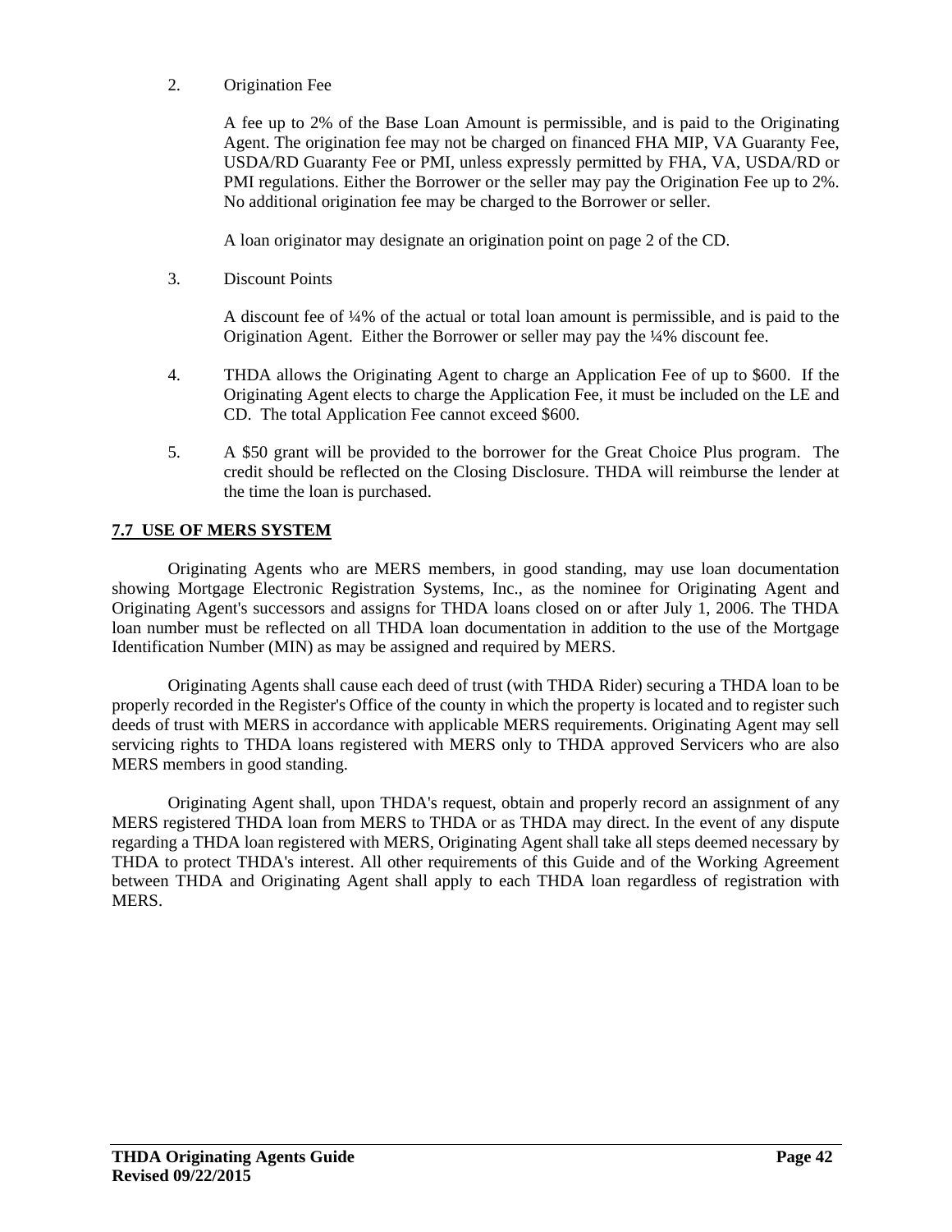2. Origination Fee

   A fee up to 2% of the Base Loan Amount is permissible, and is paid to the Originating Agent. The origination fee may not be charged on financed FHA MIP, VA Guaranty Fee, USDA/RD Guaranty Fee or PMI, unless expressly permitted by FHA, VA, USDA/RD or PMI regulations. Either the Borrower or the seller may pay the Origination Fee up to 2%. No additional origination fee may be charged to the Borrower or seller.

   A loan originator may designate an origination point on page 2 of the CD.

3. Discount Points

   A discount fee of ¼% of the actual or total loan amount is permissible, and is paid to the Origination Agent. Either the Borrower or seller may pay the ¼% discount fee.

4. THDA allows the Originating Agent to charge an Application Fee of up to $600. If the Originating Agent elects to charge the Application Fee, it must be included on the LE and CD. The total Application Fee cannot exceed $600.

5. A $50 grant will be provided to the borrower for the Great Choice Plus program. The credit should be reflected on the Closing Disclosure. THDA will reimburse the lender at the time the loan is purchased.

## 7.7 USE OF MERS SYSTEM

Originating Agents who are MERS members, in good standing, may use loan documentation showing Mortgage Electronic Registration Systems, Inc., as the nominee for Originating Agent and Originating Agent's successors and assigns for THDA loans closed on or after July 1, 2006. The THDA loan number must be reflected on all THDA loan documentation in addition to the use of the Mortgage Identification Number (MIN) as may be assigned and required by MERS.

Originating Agents shall cause each deed of trust (with THDA Rider) securing a THDA loan to be properly recorded in the Register's Office of the county in which the property is located and to register such deeds of trust with MERS in accordance with applicable MERS requirements. Originating Agent may sell servicing rights to THDA loans registered with MERS only to THDA approved Servicers who are also MERS members in good standing.

Originating Agent shall, upon THDA's request, obtain and properly record an assignment of any MERS registered THDA loan from MERS to THDA or as THDA may direct. In the event of any dispute regarding a THDA loan registered with MERS, Originating Agent shall take all steps deemed necessary by THDA to protect THDA's interest. All other requirements of this Guide and of the Working Agreement between THDA and Originating Agent shall apply to each THDA loan regardless of registration with MERS.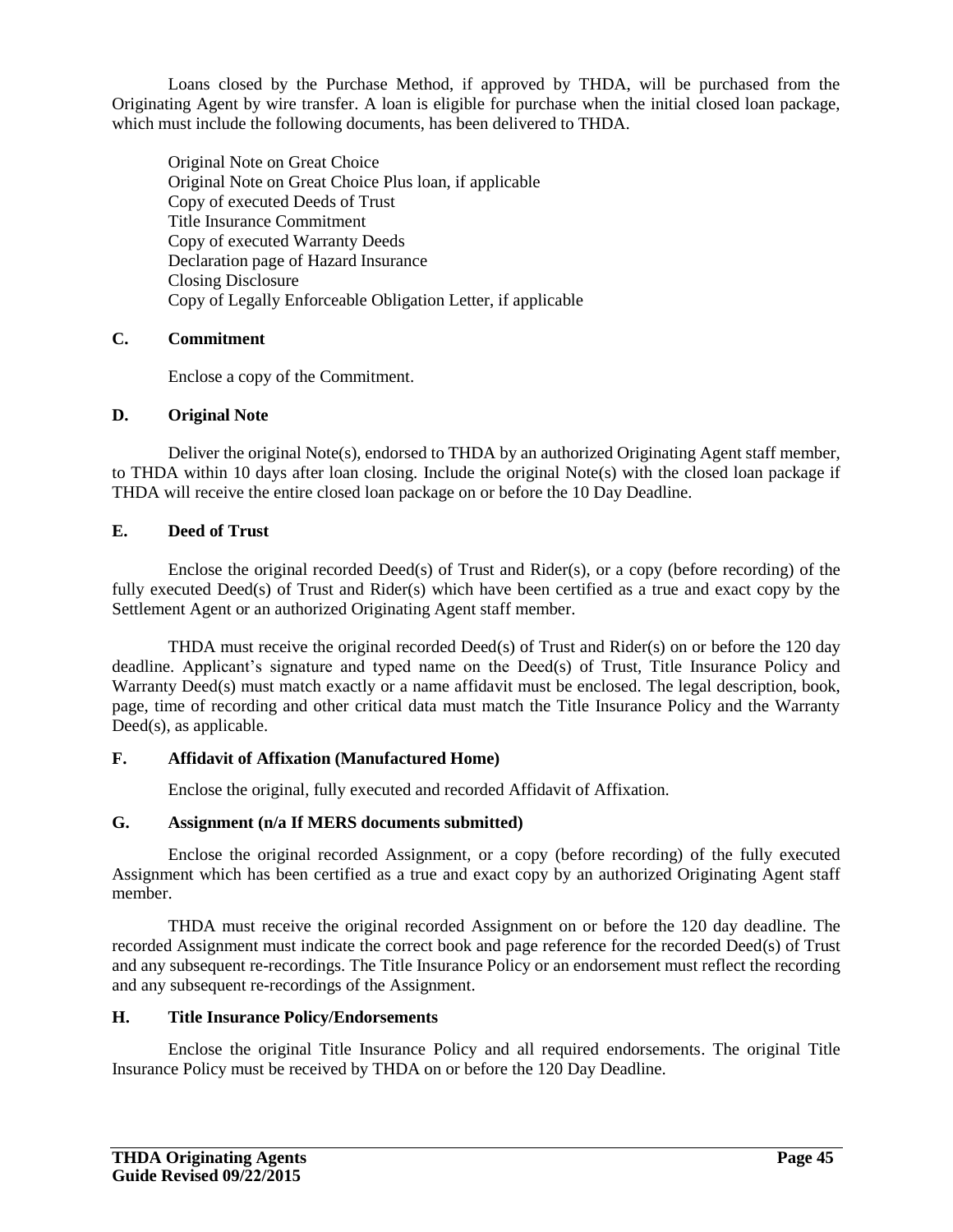Loans closed by the Purchase Method, if approved by THDA, will be purchased from the Originating Agent by wire transfer. A loan is eligible for purchase when the initial closed loan package, which must include the following documents, has been delivered to THDA.

Original Note on Great Choice
Original Note on Great Choice Plus loan, if applicable
Copy of executed Deeds of Trust
Title Insurance Commitment
Copy of executed Warranty Deeds
Declaration page of Hazard Insurance
Closing Disclosure
Copy of Legally Enforceable Obligation Letter, if applicable

### C. Commitment

Enclose a copy of the Commitment.

### D. Original Note

Deliver the original Note(s), endorsed to THDA by an authorized Originating Agent staff member, to THDA within 10 days after loan closing. Include the original Note(s) with the closed loan package if THDA will receive the entire closed loan package on or before the 10 Day Deadline.

### E. Deed of Trust

Enclose the original recorded Deed(s) of Trust and Rider(s), or a copy (before recording) of the fully executed Deed(s) of Trust and Rider(s) which have been certified as a true and exact copy by the Settlement Agent or an authorized Originating Agent staff member.

THDA must receive the original recorded Deed(s) of Trust and Rider(s) on or before the 120 day deadline. Applicant's signature and typed name on the Deed(s) of Trust, Title Insurance Policy and Warranty Deed(s) must match exactly or a name affidavit must be enclosed. The legal description, book, page, time of recording and other critical data must match the Title Insurance Policy and the Warranty Deed(s), as applicable.

### F. Affidavit of Affixation (Manufactured Home)

Enclose the original, fully executed and recorded Affidavit of Affixation.

### G. Assignment (n/a If MERS documents submitted)

Enclose the original recorded Assignment, or a copy (before recording) of the fully executed Assignment which has been certified as a true and exact copy by an authorized Originating Agent staff member.

THDA must receive the original recorded Assignment on or before the 120 day deadline. The recorded Assignment must indicate the correct book and page reference for the recorded Deed(s) of Trust and any subsequent re-recordings. The Title Insurance Policy or an endorsement must reflect the recording and any subsequent re-recordings of the Assignment.

### H. Title Insurance Policy/Endorsements

Enclose the original Title Insurance Policy and all required endorsements. The original Title Insurance Policy must be received by THDA on or before the 120 Day Deadline.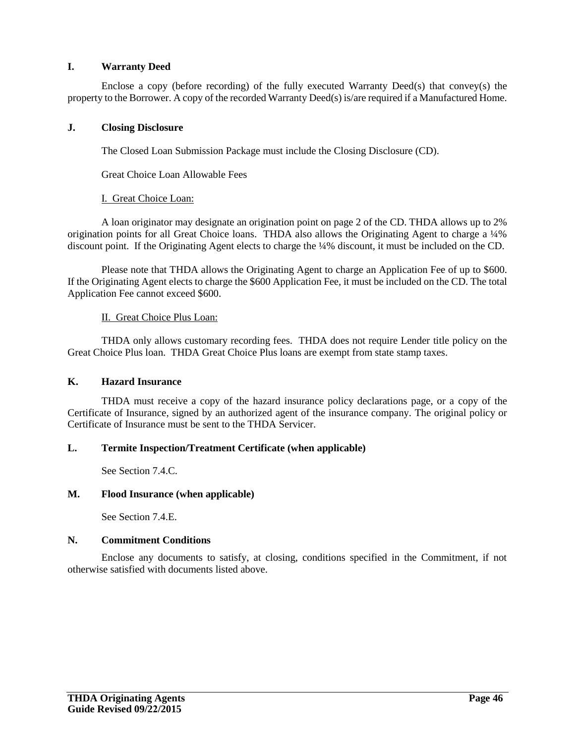### I. Warranty Deed

Enclose a copy (before recording) of the fully executed Warranty Deed(s) that convey(s) the property to the Borrower. A copy of the recorded Warranty Deed(s) is/are required if a Manufactured Home.

### J. Closing Disclosure

The Closed Loan Submission Package must include the Closing Disclosure (CD).

Great Choice Loan Allowable Fees

I. Great Choice Loan:

A loan originator may designate an origination point on page 2 of the CD. THDA allows up to 2% origination points for all Great Choice loans. THDA also allows the Originating Agent to charge a ¼% discount point. If the Originating Agent elects to charge the ¼% discount, it must be included on the CD.

Please note that THDA allows the Originating Agent to charge an Application Fee of up to $600. If the Originating Agent elects to charge the $600 Application Fee, it must be included on the CD. The total Application Fee cannot exceed $600.

II. Great Choice Plus Loan:

THDA only allows customary recording fees. THDA does not require Lender title policy on the Great Choice Plus loan. THDA Great Choice Plus loans are exempt from state stamp taxes.

### K. Hazard Insurance

THDA must receive a copy of the hazard insurance policy declarations page, or a copy of the Certificate of Insurance, signed by an authorized agent of the insurance company. The original policy or Certificate of Insurance must be sent to the THDA Servicer.

### L. Termite Inspection/Treatment Certificate (when applicable)

See Section 7.4.C.

### M. Flood Insurance (when applicable)

See Section 7.4.E.

### N. Commitment Conditions

Enclose any documents to satisfy, at closing, conditions specified in the Commitment, if not otherwise satisfied with documents listed above.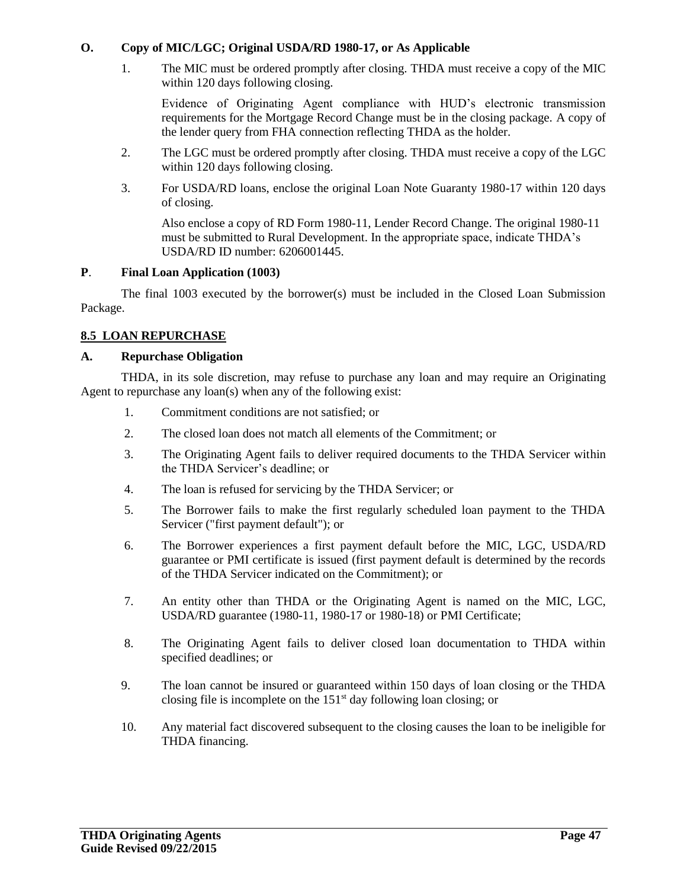**O. Copy of MIC/LGC; Original USDA/RD 1980-17, or As Applicable**

1. The MIC must be ordered promptly after closing. THDA must receive a copy of the MIC within 120 days following closing.

   Evidence of Originating Agent compliance with HUD's electronic transmission requirements for the Mortgage Record Change must be in the closing package. A copy of the lender query from FHA connection reflecting THDA as the holder.

2. The LGC must be ordered promptly after closing. THDA must receive a copy of the LGC within 120 days following closing.

3. For USDA/RD loans, enclose the original Loan Note Guaranty 1980-17 within 120 days of closing.

   Also enclose a copy of RD Form 1980-11, Lender Record Change. The original 1980-11 must be submitted to Rural Development. In the appropriate space, indicate THDA's USDA/RD ID number: 6206001445.

**P. Final Loan Application (1003)**

The final 1003 executed by the borrower(s) must be included in the Closed Loan Submission Package.

## 8.5 LOAN REPURCHASE

**A. Repurchase Obligation**

THDA, in its sole discretion, may refuse to purchase any loan and may require an Originating Agent to repurchase any loan(s) when any of the following exist:

1. Commitment conditions are not satisfied; or
2. The closed loan does not match all elements of the Commitment; or
3. The Originating Agent fails to deliver required documents to the THDA Servicer within the THDA Servicer's deadline; or
4. The loan is refused for servicing by the THDA Servicer; or
5. The Borrower fails to make the first regularly scheduled loan payment to the THDA Servicer ("first payment default"); or
6. The Borrower experiences a first payment default before the MIC, LGC, USDA/RD guarantee or PMI certificate is issued (first payment default is determined by the records of the THDA Servicer indicated on the Commitment); or
7. An entity other than THDA or the Originating Agent is named on the MIC, LGC, USDA/RD guarantee (1980-11, 1980-17 or 1980-18) or PMI Certificate;
8. The Originating Agent fails to deliver closed loan documentation to THDA within specified deadlines; or
9. The loan cannot be insured or guaranteed within 150 days of loan closing or the THDA closing file is incomplete on the 151st day following loan closing; or
10. Any material fact discovered subsequent to the closing causes the loan to be ineligible for THDA financing.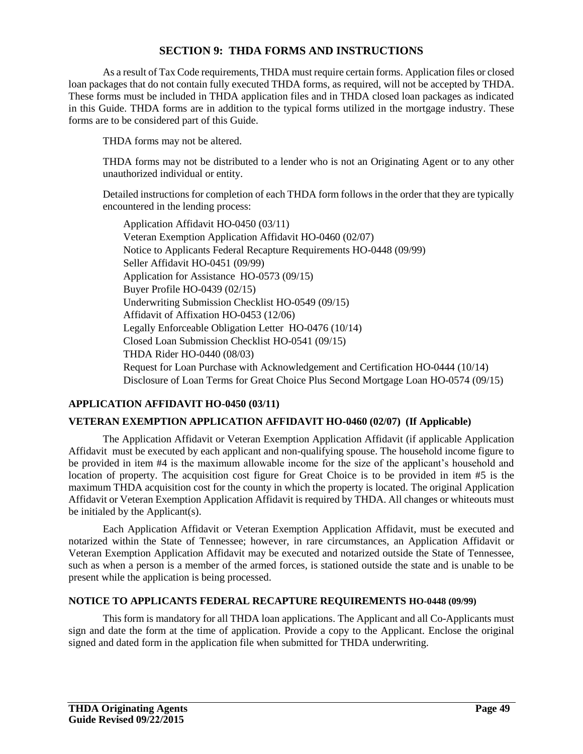# SECTION 9: THDA FORMS AND INSTRUCTIONS

As a result of Tax Code requirements, THDA must require certain forms. Application files or closed loan packages that do not contain fully executed THDA forms, as required, will not be accepted by THDA. These forms must be included in THDA application files and in THDA closed loan packages as indicated in this Guide. THDA forms are in addition to the typical forms utilized in the mortgage industry. These forms are to be considered part of this Guide.

THDA forms may not be altered.

THDA forms may not be distributed to a lender who is not an Originating Agent or to any other unauthorized individual or entity.

Detailed instructions for completion of each THDA form follows in the order that they are typically encountered in the lending process:

- Application Affidavit HO-0450 (03/11)
- Veteran Exemption Application Affidavit HO-0460 (02/07)
- Notice to Applicants Federal Recapture Requirements HO-0448 (09/99)
- Seller Affidavit HO-0451 (09/99)
- Application for Assistance HO-0573 (09/15)
- Buyer Profile HO-0439 (02/15)
- Underwriting Submission Checklist HO-0549 (09/15)
- Affidavit of Affixation HO-0453 (12/06)
- Legally Enforceable Obligation Letter HO-0476 (10/14)
- Closed Loan Submission Checklist HO-0541 (09/15)
- THDA Rider HO-0440 (08/03)
- Request for Loan Purchase with Acknowledgement and Certification HO-0444 (10/14)
- Disclosure of Loan Terms for Great Choice Plus Second Mortgage Loan HO-0574 (09/15)

### APPLICATION AFFIDAVIT HO-0450 (03/11)

### VETERAN EXEMPTION APPLICATION AFFIDAVIT HO-0460 (02/07) (If Applicable)

The Application Affidavit or Veteran Exemption Application Affidavit (if applicable Application Affidavit must be executed by each applicant and non-qualifying spouse. The household income figure to be provided in item #4 is the maximum allowable income for the size of the applicant's household and location of property. The acquisition cost figure for Great Choice is to be provided in item #5 is the maximum THDA acquisition cost for the county in which the property is located. The original Application Affidavit or Veteran Exemption Application Affidavit is required by THDA. All changes or whiteouts must be initialed by the Applicant(s).

Each Application Affidavit or Veteran Exemption Application Affidavit, must be executed and notarized within the State of Tennessee; however, in rare circumstances, an Application Affidavit or Veteran Exemption Application Affidavit may be executed and notarized outside the State of Tennessee, such as when a person is a member of the armed forces, is stationed outside the state and is unable to be present while the application is being processed.

### NOTICE TO APPLICANTS FEDERAL RECAPTURE REQUIREMENTS HO-0448 (09/99)

This form is mandatory for all THDA loan applications. The Applicant and all Co-Applicants must sign and date the form at the time of application. Provide a copy to the Applicant. Enclose the original signed and dated form in the application file when submitted for THDA underwriting.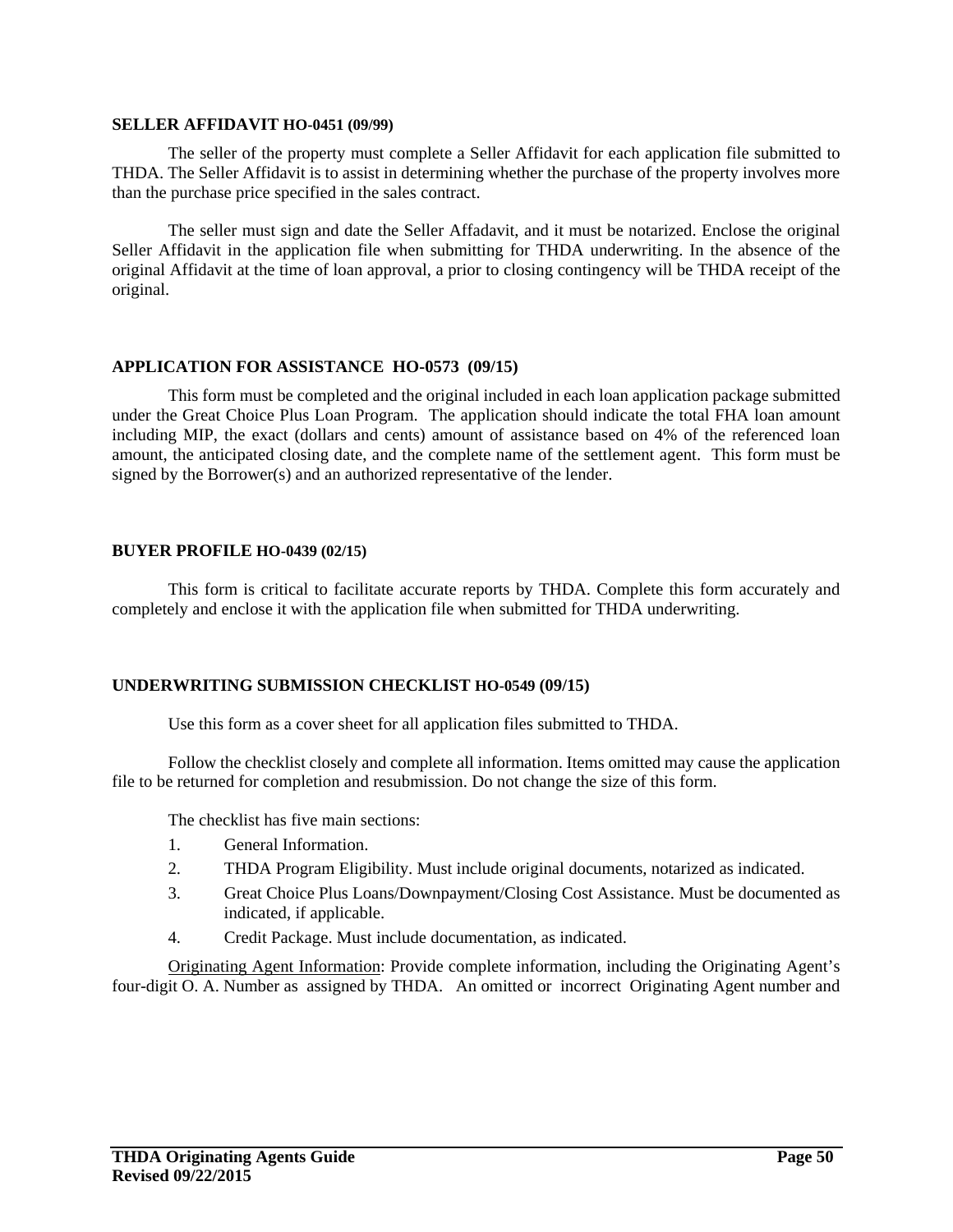**SELLER AFFIDAVIT HO-0451 (09/99)**

The seller of the property must complete a Seller Affidavit for each application file submitted to THDA. The Seller Affidavit is to assist in determining whether the purchase of the property involves more than the purchase price specified in the sales contract.

The seller must sign and date the Seller Affadavit, and it must be notarized. Enclose the original Seller Affidavit in the application file when submitting for THDA underwriting. In the absence of the original Affidavit at the time of loan approval, a prior to closing contingency will be THDA receipt of the original.

**APPLICATION FOR ASSISTANCE HO-0573 (09/15)**

This form must be completed and the original included in each loan application package submitted under the Great Choice Plus Loan Program. The application should indicate the total FHA loan amount including MIP, the exact (dollars and cents) amount of assistance based on 4% of the referenced loan amount, the anticipated closing date, and the complete name of the settlement agent. This form must be signed by the Borrower(s) and an authorized representative of the lender.

**BUYER PROFILE HO-0439 (02/15)**

This form is critical to facilitate accurate reports by THDA. Complete this form accurately and completely and enclose it with the application file when submitted for THDA underwriting.

**UNDERWRITING SUBMISSION CHECKLIST HO-0549 (09/15)**

Use this form as a cover sheet for all application files submitted to THDA.

Follow the checklist closely and complete all information. Items omitted may cause the application file to be returned for completion and resubmission. Do not change the size of this form.

The checklist has five main sections:

1. General Information.
2. THDA Program Eligibility. Must include original documents, notarized as indicated.
3. Great Choice Plus Loans/Downpayment/Closing Cost Assistance. Must be documented as indicated, if applicable.
4. Credit Package. Must include documentation, as indicated.

Originating Agent Information: Provide complete information, including the Originating Agent's four-digit O. A. Number as assigned by THDA. An omitted or incorrect Originating Agent number and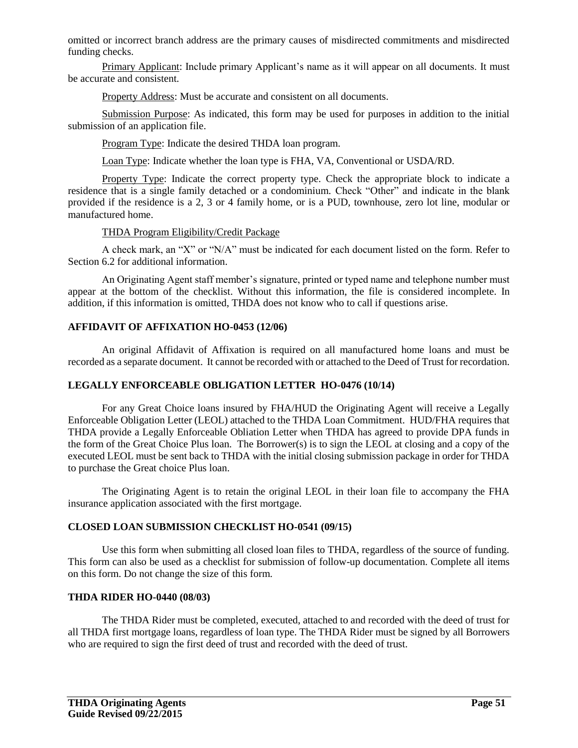omitted or incorrect branch address are the primary causes of misdirected commitments and misdirected funding checks.

Primary Applicant: Include primary Applicant's name as it will appear on all documents. It must be accurate and consistent.

Property Address: Must be accurate and consistent on all documents.

Submission Purpose: As indicated, this form may be used for purposes in addition to the initial submission of an application file.

Program Type: Indicate the desired THDA loan program.

Loan Type: Indicate whether the loan type is FHA, VA, Conventional or USDA/RD.

Property Type: Indicate the correct property type. Check the appropriate block to indicate a residence that is a single family detached or a condominium. Check "Other" and indicate in the blank provided if the residence is a 2, 3 or 4 family home, or is a PUD, townhouse, zero lot line, modular or manufactured home.

THDA Program Eligibility/Credit Package

A check mark, an "X" or "N/A" must be indicated for each document listed on the form. Refer to Section 6.2 for additional information.

An Originating Agent staff member's signature, printed or typed name and telephone number must appear at the bottom of the checklist. Without this information, the file is considered incomplete. In addition, if this information is omitted, THDA does not know who to call if questions arise.

**AFFIDAVIT OF AFFIXATION HO-0453 (12/06)**

An original Affidavit of Affixation is required on all manufactured home loans and must be recorded as a separate document. It cannot be recorded with or attached to the Deed of Trust for recordation.

**LEGALLY ENFORCEABLE OBLIGATION LETTER HO-0476 (10/14)**

For any Great Choice loans insured by FHA/HUD the Originating Agent will receive a Legally Enforceable Obligation Letter (LEOL) attached to the THDA Loan Commitment. HUD/FHA requires that THDA provide a Legally Enforceable Obliation Letter when THDA has agreed to provide DPA funds in the form of the Great Choice Plus loan. The Borrower(s) is to sign the LEOL at closing and a copy of the executed LEOL must be sent back to THDA with the initial closing submission package in order for THDA to purchase the Great choice Plus loan.

The Originating Agent is to retain the original LEOL in their loan file to accompany the FHA insurance application associated with the first mortgage.

**CLOSED LOAN SUBMISSION CHECKLIST HO-0541 (09/15)**

Use this form when submitting all closed loan files to THDA, regardless of the source of funding. This form can also be used as a checklist for submission of follow-up documentation. Complete all items on this form. Do not change the size of this form.

**THDA RIDER HO-0440 (08/03)**

The THDA Rider must be completed, executed, attached to and recorded with the deed of trust for all THDA first mortgage loans, regardless of loan type. The THDA Rider must be signed by all Borrowers who are required to sign the first deed of trust and recorded with the deed of trust.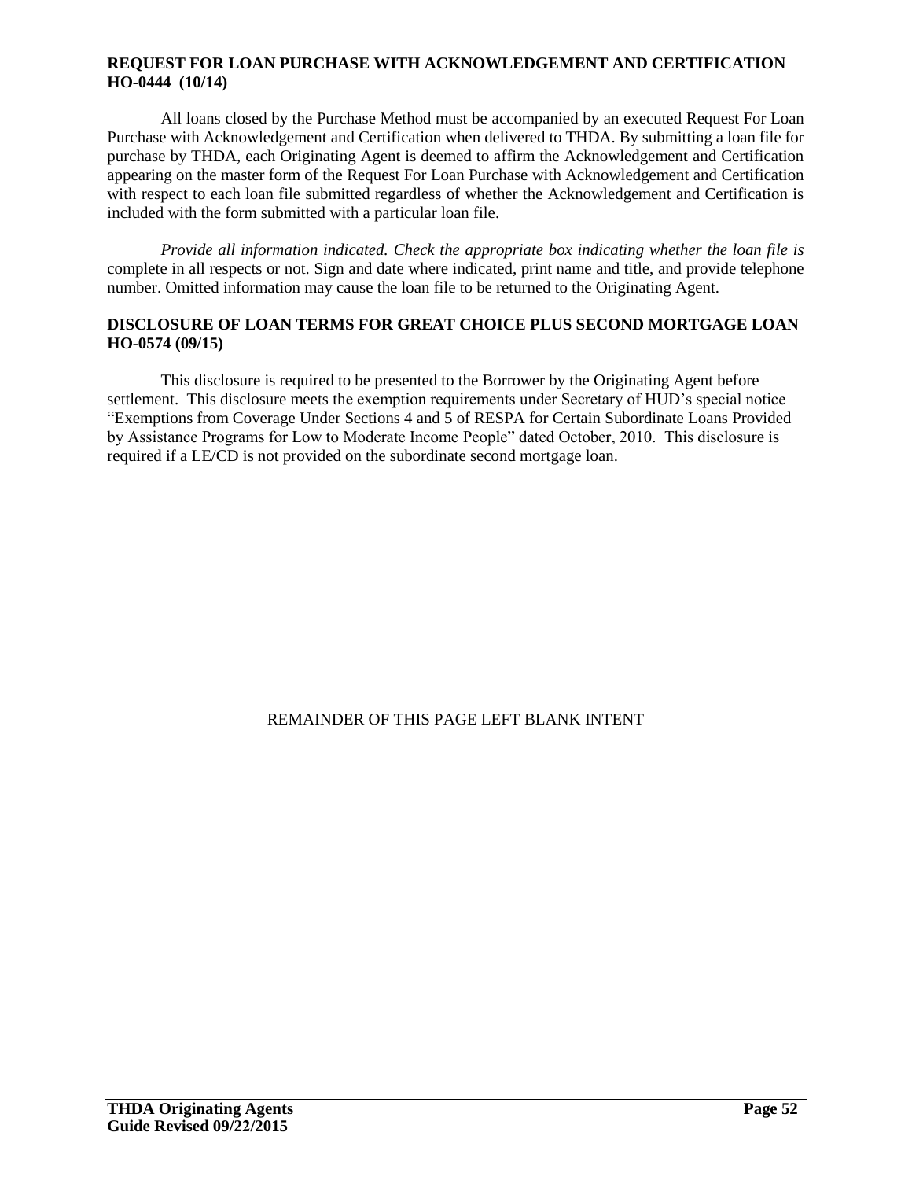**REQUEST FOR LOAN PURCHASE WITH ACKNOWLEDGEMENT AND CERTIFICATION HO-0444 (10/14)**

All loans closed by the Purchase Method must be accompanied by an executed Request For Loan Purchase with Acknowledgement and Certification when delivered to THDA. By submitting a loan file for purchase by THDA, each Originating Agent is deemed to affirm the Acknowledgement and Certification appearing on the master form of the Request For Loan Purchase with Acknowledgement and Certification with respect to each loan file submitted regardless of whether the Acknowledgement and Certification is included with the form submitted with a particular loan file.

*Provide all information indicated. Check the appropriate box indicating whether the loan file is* complete in all respects or not. Sign and date where indicated, print name and title, and provide telephone number. Omitted information may cause the loan file to be returned to the Originating Agent.

**DISCLOSURE OF LOAN TERMS FOR GREAT CHOICE PLUS SECOND MORTGAGE LOAN HO-0574 (09/15)**

This disclosure is required to be presented to the Borrower by the Originating Agent before settlement. This disclosure meets the exemption requirements under Secretary of HUD's special notice "Exemptions from Coverage Under Sections 4 and 5 of RESPA for Certain Subordinate Loans Provided by Assistance Programs for Low to Moderate Income People" dated October, 2010. This disclosure is required if a LE/CD is not provided on the subordinate second mortgage loan.

REMAINDER OF THIS PAGE LEFT BLANK INTENT